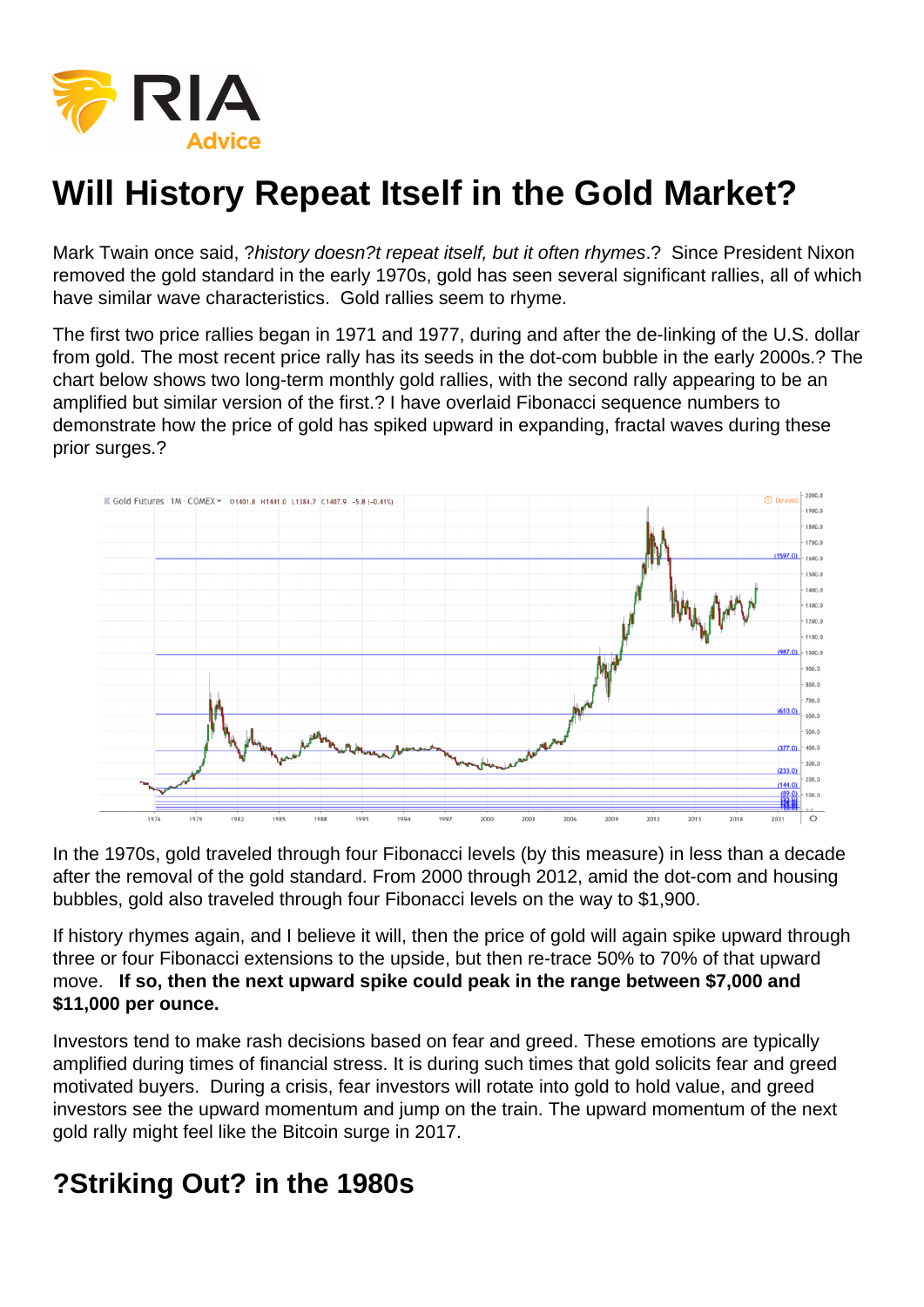# Will History Repeat Itself in the Gold Market?

Mark Twain once said, ?*history doesn?t repeat itself, but it often rhymes*.? Since President Nixon removed the gold standard in the early 1970s, gold has seen several significant rallies, all of which have similar wave characteristics. Gold rallies seem to rhyme.

The first two price rallies began in 1971 and 1977, during and after the de-linking of the U.S. dollar from gold. The most recent price rally has its seeds in the dot-com bubble in the early 2000s.? The chart below shows two long-term monthly gold rallies, with the second rally appearing to be an amplified but similar version of the first.? I have overlaid Fibonacci sequence numbers to demonstrate how the price of gold has spiked upward in expanding, fractal waves during these prior surges.?

In the 1970s, gold traveled through four Fibonacci levels (by this measure) in less than a decade after the removal of the gold standard. From 2000 through 2012, amid the dot-com and housing bubbles, gold also traveled through four Fibonacci levels on the way to $1,900.

If history rhymes again, and I believe it will, then the price of gold will again spike upward through three or four Fibonacci extensions to the upside, but then re-trace 50% to 70% of that upward move. **If so, then the next upward spike could peak in the range between $7,000 and $11,000 per ounce.**

Investors tend to make rash decisions based on fear and greed. These emotions are typically amplified during times of financial stress. It is during such times that gold solicits fear and greed motivated buyers. During a crisis, fear investors will rotate into gold to hold value, and greed investors see the upward momentum and jump on the train. The upward momentum of the next gold rally might feel like the Bitcoin surge in 2017.

## ?Striking Out? in the 1980s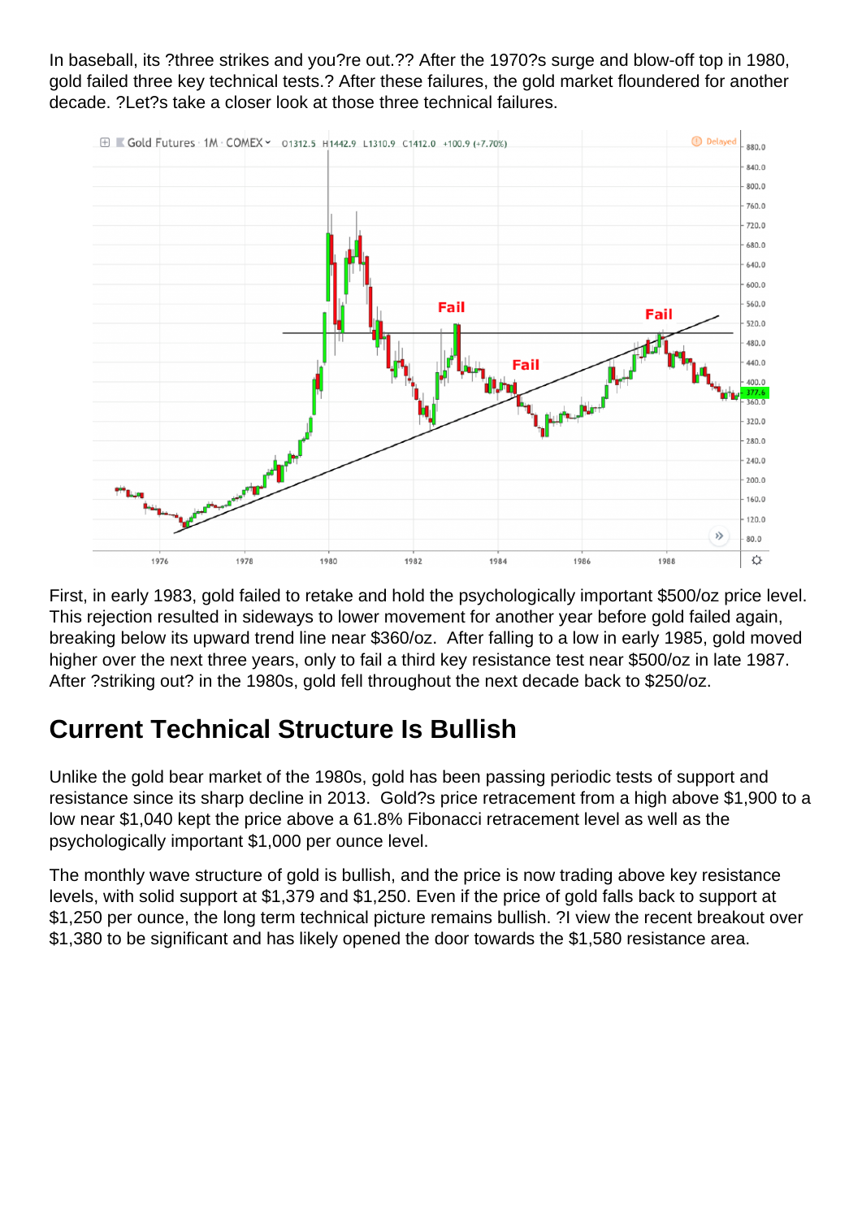In baseball, its ?three strikes and you?re out.?? After the 1970?s surge and blow-off top in 1980, gold failed three key technical tests.? After these failures, the gold market floundered for another decade. ?Let?s take a closer look at those three technical failures.

First, in early 1983, gold failed to retake and hold the psychologically important $500/oz price level. This rejection resulted in sideways to lower movement for another year before gold failed again, breaking below its upward trend line near $360/oz. After falling to a low in early 1985, gold moved higher over the next three years, only to fail a third key resistance test near $500/oz in late 1987. After ?striking out? in the 1980s, gold fell throughout the next decade back to $250/oz.

## Current Technical Structure Is Bullish

Unlike the gold bear market of the 1980s, gold has been passing periodic tests of support and resistance since its sharp decline in 2013. Gold?s price retracement from a high above $1,900 to a low near $1,040 kept the price above a 61.8% Fibonacci retracement level as well as the psychologically important $1,000 per ounce level.

The monthly wave structure of gold is bullish, and the price is now trading above key resistance levels, with solid support at $1,379 and $1,250. Even if the price of gold falls back to support at $1,250 per ounce, the long term technical picture remains bullish. ?I view the recent breakout over $1,380 to be significant and has likely opened the door towards the $1,580 resistance area.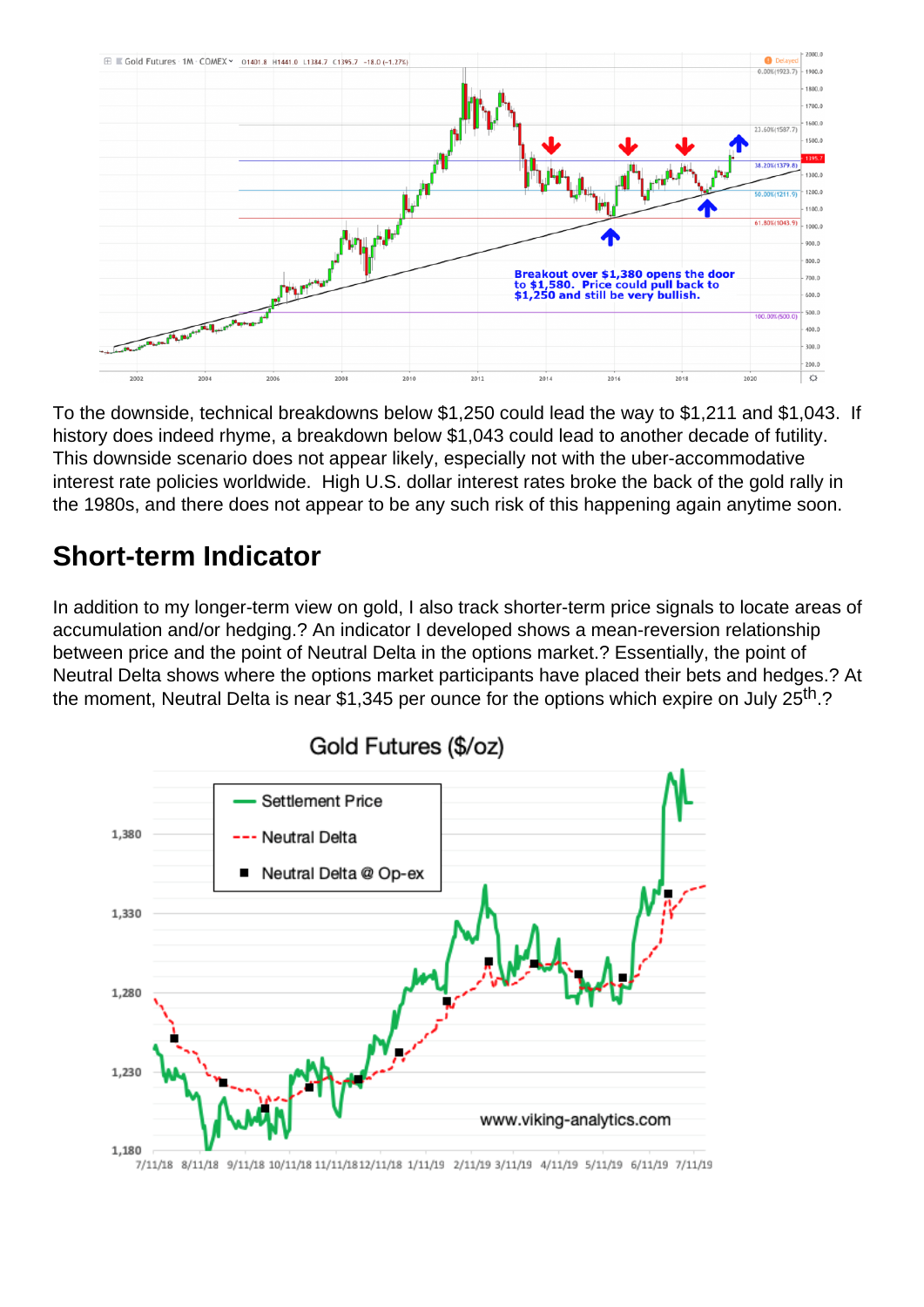To the downside, technical breakdowns below $1,250 could lead the way to $1,211 and $1,043. If history does indeed rhyme, a breakdown below $1,043 could lead to another decade of futility. This downside scenario does not appear likely, especially not with the uber-accommodative interest rate policies worldwide. High U.S. dollar interest rates broke the back of the gold rally in the 1980s, and there does not appear to be any such risk of this happening again anytime soon.

## Short-term Indicator

In addition to my longer-term view on gold, I also track shorter-term price signals to locate areas of accumulation and/or hedging.? An indicator I developed shows a mean-reversion relationship between price and the point of Neutral Delta in the options market.? Essentially, the point of Neutral Delta shows where the options market participants have placed their bets and hedges.? At the moment, Neutral Delta is near $1,345 per ounce for the options which expire on July 25th.?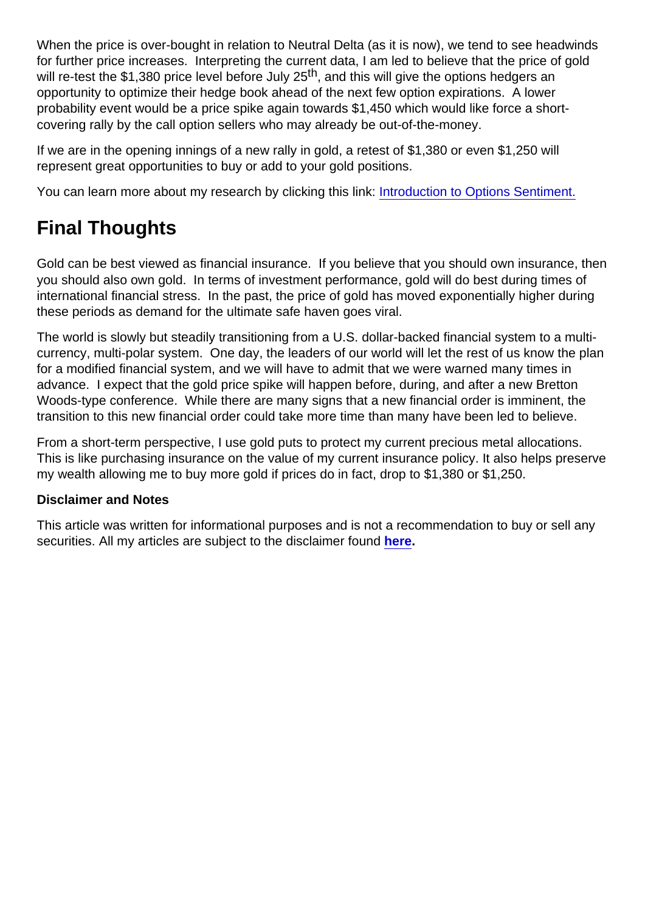When the price is over-bought in relation to Neutral Delta (as it is now), we tend to see headwinds for further price increases. Interpreting the current data, I am led to believe that the price of gold will re-test the $1,380 price level before July 25th, and this will give the options hedgers an opportunity to optimize their hedge book ahead of the next few option expirations. A lower probability event would be a price spike again towards $1,450 which would like force a short-covering rally by the call option sellers who may already be out-of-the-money.

If we are in the opening innings of a new rally in gold, a retest of $1,380 or even $1,250 will represent great opportunities to buy or add to your gold positions.

You can learn more about my research by clicking this link: Introduction to Options Sentiment.

## Final Thoughts

Gold can be best viewed as financial insurance. If you believe that you should own insurance, then you should also own gold. In terms of investment performance, gold will do best during times of international financial stress. In the past, the price of gold has moved exponentially higher during these periods as demand for the ultimate safe haven goes viral.

The world is slowly but steadily transitioning from a U.S. dollar-backed financial system to a multi-currency, multi-polar system. One day, the leaders of our world will let the rest of us know the plan for a modified financial system, and we will have to admit that we were warned many times in advance. I expect that the gold price spike will happen before, during, and after a new Bretton Woods-type conference. While there are many signs that a new financial order is imminent, the transition to this new financial order could take more time than many have been led to believe.

From a short-term perspective, I use gold puts to protect my current precious metal allocations. This is like purchasing insurance on the value of my current insurance policy. It also helps preserve my wealth allowing me to buy more gold if prices do in fact, drop to $1,380 or $1,250.

**Disclaimer and Notes**

This article was written for informational purposes and is not a recommendation to buy or sell any securities. All my articles are subject to the disclaimer found **here**.